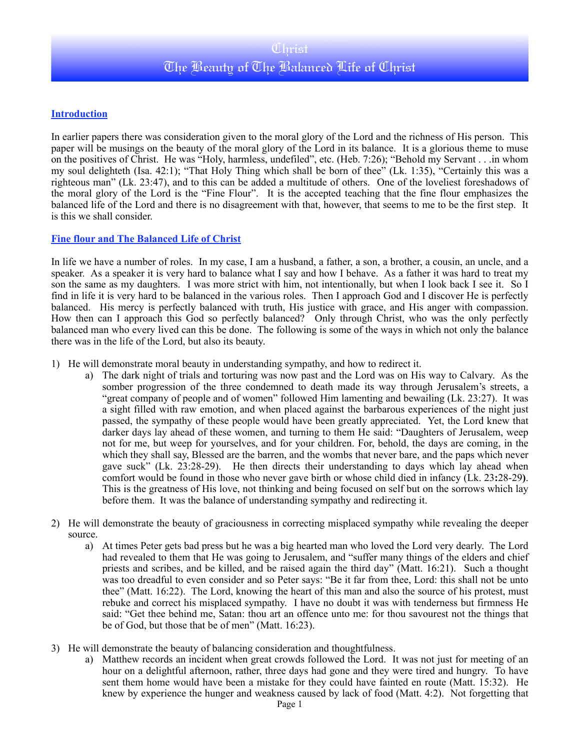# Christ
# The Beauty of The Balanced Life of Christ

## Introduction

In earlier papers there was consideration given to the moral glory of the Lord and the richness of His person. This paper will be musings on the beauty of the moral glory of the Lord in its balance. It is a glorious theme to muse on the positives of Christ. He was "Holy, harmless, undefiled", etc. (Heb. 7:26); "Behold my Servant . . .in whom my soul delighteth (Isa. 42:1); "That Holy Thing which shall be born of thee" (Lk. 1:35), "Certainly this was a righteous man" (Lk. 23:47), and to this can be added a multitude of others. One of the loveliest foreshadows of the moral glory of the Lord is the "Fine Flour". It is the accepted teaching that the fine flour emphasizes the balanced life of the Lord and there is no disagreement with that, however, that seems to me to be the first step. It is this we shall consider.

## Fine flour and The Balanced Life of Christ

In life we have a number of roles. In my case, I am a husband, a father, a son, a brother, a cousin, an uncle, and a speaker. As a speaker it is very hard to balance what I say and how I behave. As a father it was hard to treat my son the same as my daughters. I was more strict with him, not intentionally, but when I look back I see it. So I find in life it is very hard to be balanced in the various roles. Then I approach God and I discover He is perfectly balanced. His mercy is perfectly balanced with truth, His justice with grace, and His anger with compassion. How then can I approach this God so perfectly balanced? Only through Christ, who was the only perfectly balanced man who every lived can this be done. The following is some of the ways in which not only the balance there was in the life of the Lord, but also its beauty.

1) He will demonstrate moral beauty in understanding sympathy, and how to redirect it.
   a) The dark night of trials and torturing was now past and the Lord was on His way to Calvary. As the somber progression of the three condemned to death made its way through Jerusalem's streets, a "great company of people and of women" followed Him lamenting and bewailing (Lk. 23:27). It was a sight filled with raw emotion, and when placed against the barbarous experiences of the night just passed, the sympathy of these people would have been greatly appreciated. Yet, the Lord knew that darker days lay ahead of these women, and turning to them He said: "Daughters of Jerusalem, weep not for me, but weep for yourselves, and for your children. For, behold, the days are coming, in the which they shall say, Blessed are the barren, and the wombs that never bare, and the paps which never gave suck" (Lk. 23:28-29). He then directs their understanding to days which lay ahead when comfort would be found in those who never gave birth or whose child died in infancy (Lk. 23**:**28-29**)**. This is the greatness of His love, not thinking and being focused on self but on the sorrows which lay before them. It was the balance of understanding sympathy and redirecting it.

2) He will demonstrate the beauty of graciousness in correcting misplaced sympathy while revealing the deeper source.
   a) At times Peter gets bad press but he was a big hearted man who loved the Lord very dearly. The Lord had revealed to them that He was going to Jerusalem, and "suffer many things of the elders and chief priests and scribes, and be killed, and be raised again the third day" (Matt. 16:21). Such a thought was too dreadful to even consider and so Peter says: "Be it far from thee, Lord: this shall not be unto thee" (Matt. 16:22). The Lord, knowing the heart of this man and also the source of his protest, must rebuke and correct his misplaced sympathy. I have no doubt it was with tenderness but firmness He said: "Get thee behind me, Satan: thou art an offence unto me: for thou savourest not the things that be of God, but those that be of men" (Matt. 16:23).

3) He will demonstrate the beauty of balancing consideration and thoughtfulness.
   a) Matthew records an incident when great crowds followed the Lord. It was not just for meeting of an hour on a delightful afternoon, rather, three days had gone and they were tired and hungry. To have sent them home would have been a mistake for they could have fainted en route (Matt. 15:32). He knew by experience the hunger and weakness caused by lack of food (Matt. 4:2). Not forgetting that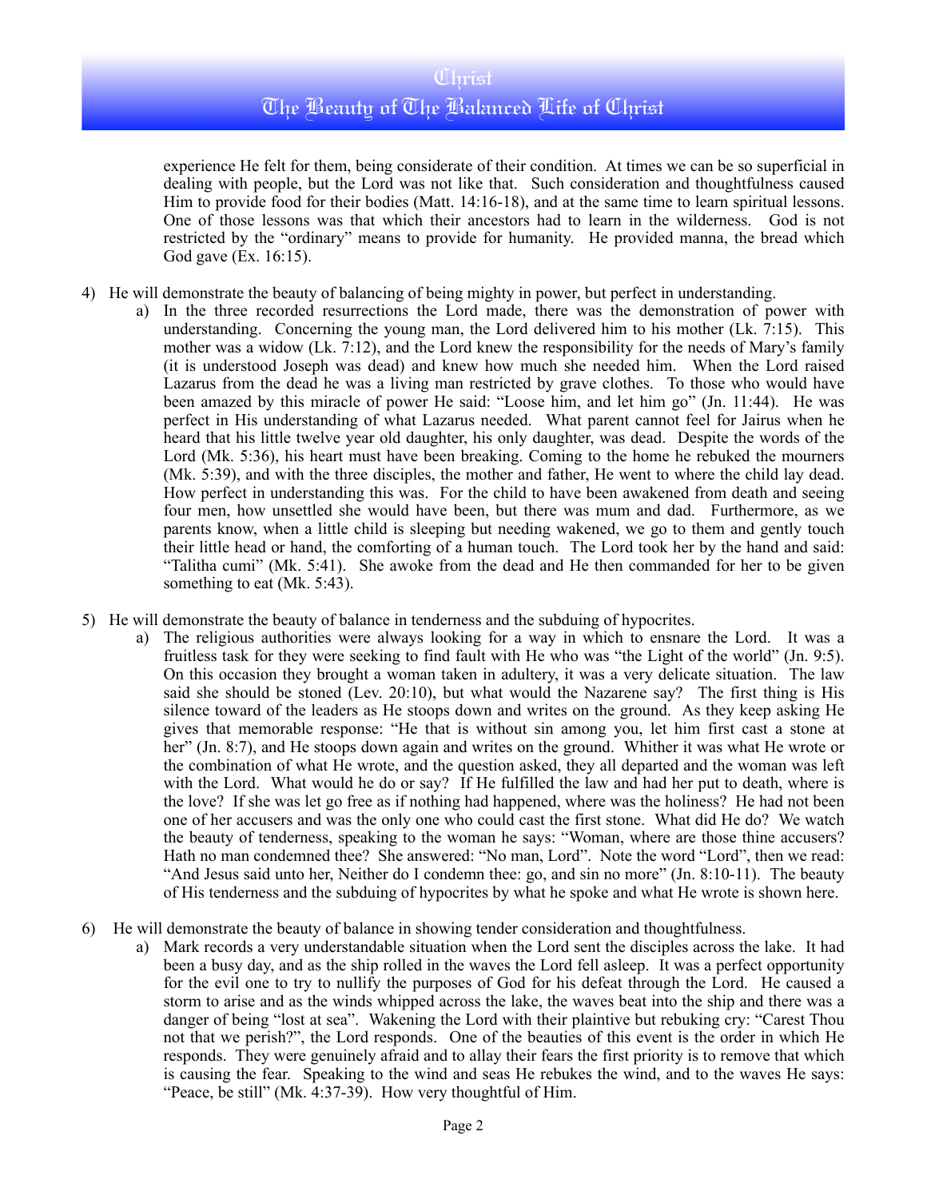experience He felt for them, being considerate of their condition. At times we can be so superficial in dealing with people, but the Lord was not like that. Such consideration and thoughtfulness caused Him to provide food for their bodies (Matt. 14:16-18), and at the same time to learn spiritual lessons. One of those lessons was that which their ancestors had to learn in the wilderness. God is not restricted by the "ordinary" means to provide for humanity. He provided manna, the bread which God gave (Ex. 16:15).

4) He will demonstrate the beauty of balancing of being mighty in power, but perfect in understanding.
   a) In the three recorded resurrections the Lord made, there was the demonstration of power with understanding. Concerning the young man, the Lord delivered him to his mother (Lk. 7:15). This mother was a widow (Lk. 7:12), and the Lord knew the responsibility for the needs of Mary's family (it is understood Joseph was dead) and knew how much she needed him. When the Lord raised Lazarus from the dead he was a living man restricted by grave clothes. To those who would have been amazed by this miracle of power He said: "Loose him, and let him go" (Jn. 11:44). He was perfect in His understanding of what Lazarus needed. What parent cannot feel for Jairus when he heard that his little twelve year old daughter, his only daughter, was dead. Despite the words of the Lord (Mk. 5:36), his heart must have been breaking. Coming to the home he rebuked the mourners (Mk. 5:39), and with the three disciples, the mother and father, He went to where the child lay dead. How perfect in understanding this was. For the child to have been awakened from death and seeing four men, how unsettled she would have been, but there was mum and dad. Furthermore, as we parents know, when a little child is sleeping but needing wakened, we go to them and gently touch their little head or hand, the comforting of a human touch. The Lord took her by the hand and said: "Talitha cumi" (Mk. 5:41). She awoke from the dead and He then commanded for her to be given something to eat (Mk. 5:43).

5) He will demonstrate the beauty of balance in tenderness and the subduing of hypocrites.
   a) The religious authorities were always looking for a way in which to ensnare the Lord. It was a fruitless task for they were seeking to find fault with He who was "the Light of the world" (Jn. 9:5). On this occasion they brought a woman taken in adultery, it was a very delicate situation. The law said she should be stoned (Lev. 20:10), but what would the Nazarene say? The first thing is His silence toward of the leaders as He stoops down and writes on the ground. As they keep asking He gives that memorable response: "He that is without sin among you, let him first cast a stone at her" (Jn. 8:7), and He stoops down again and writes on the ground. Whither it was what He wrote or the combination of what He wrote, and the question asked, they all departed and the woman was left with the Lord. What would he do or say? If He fulfilled the law and had her put to death, where is the love? If she was let go free as if nothing had happened, where was the holiness? He had not been one of her accusers and was the only one who could cast the first stone. What did He do? We watch the beauty of tenderness, speaking to the woman he says: "Woman, where are those thine accusers? Hath no man condemned thee? She answered: "No man, Lord". Note the word "Lord", then we read: "And Jesus said unto her, Neither do I condemn thee: go, and sin no more" (Jn. 8:10-11). The beauty of His tenderness and the subduing of hypocrites by what he spoke and what He wrote is shown here.

6) He will demonstrate the beauty of balance in showing tender consideration and thoughtfulness.
   a) Mark records a very understandable situation when the Lord sent the disciples across the lake. It had been a busy day, and as the ship rolled in the waves the Lord fell asleep. It was a perfect opportunity for the evil one to try to nullify the purposes of God for his defeat through the Lord. He caused a storm to arise and as the winds whipped across the lake, the waves beat into the ship and there was a danger of being "lost at sea". Wakening the Lord with their plaintive but rebuking cry: "Carest Thou not that we perish?", the Lord responds. One of the beauties of this event is the order in which He responds. They were genuinely afraid and to allay their fears the first priority is to remove that which is causing the fear. Speaking to the wind and seas He rebukes the wind, and to the waves He says: "Peace, be still" (Mk. 4:37-39). How very thoughtful of Him.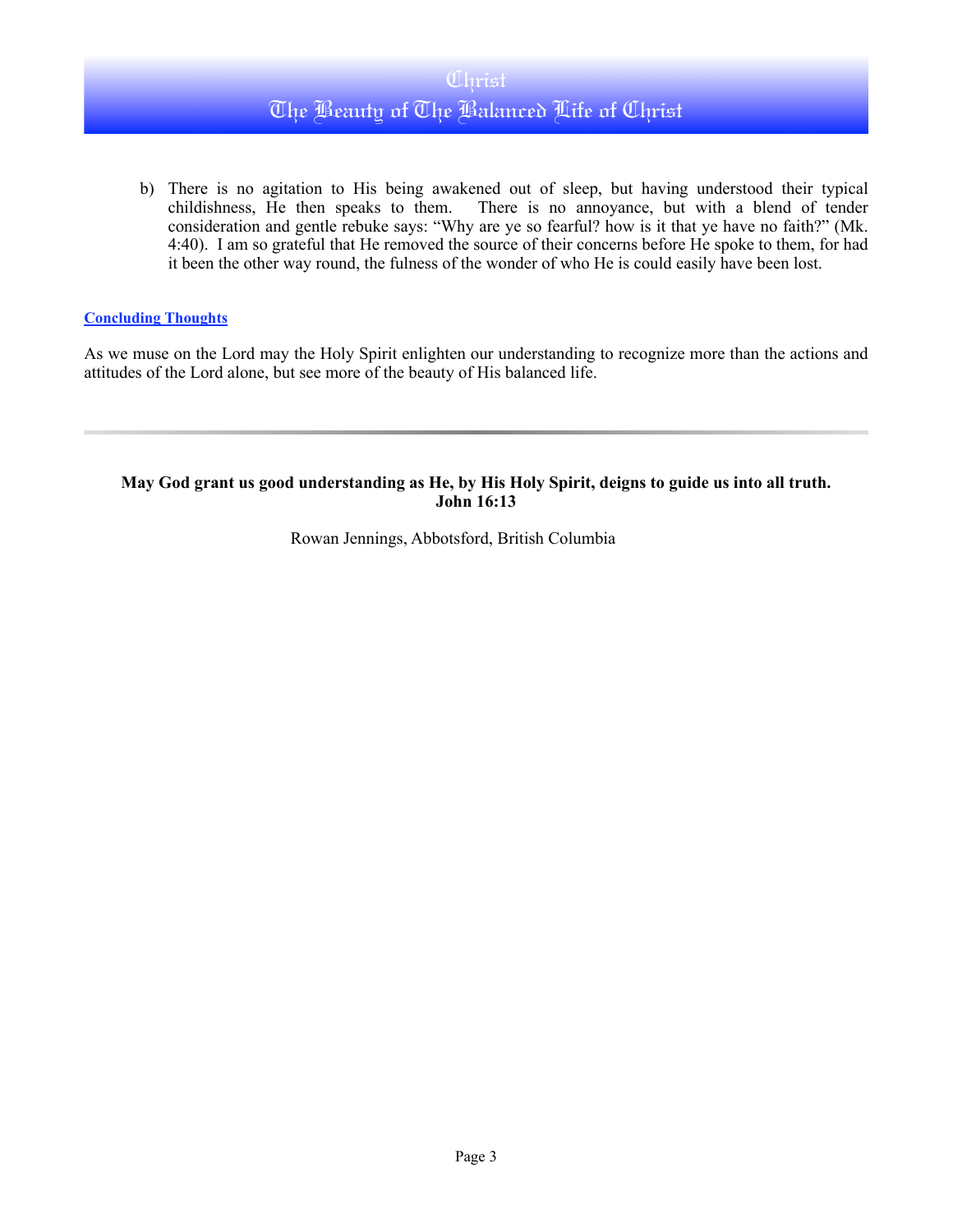b) There is no agitation to His being awakened out of sleep, but having understood their typical childishness, He then speaks to them. There is no annoyance, but with a blend of tender consideration and gentle rebuke says: "Why are ye so fearful? how is it that ye have no faith?" (Mk. 4:40). I am so grateful that He removed the source of their concerns before He spoke to them, for had it been the other way round, the fulness of the wonder of who He is could easily have been lost.

**Concluding Thoughts**

As we muse on the Lord may the Holy Spirit enlighten our understanding to recognize more than the actions and attitudes of the Lord alone, but see more of the beauty of His balanced life.

---

**May God grant us good understanding as He, by His Holy Spirit, deigns to guide us into all truth. John 16:13**

Rowan Jennings, Abbotsford, British Columbia